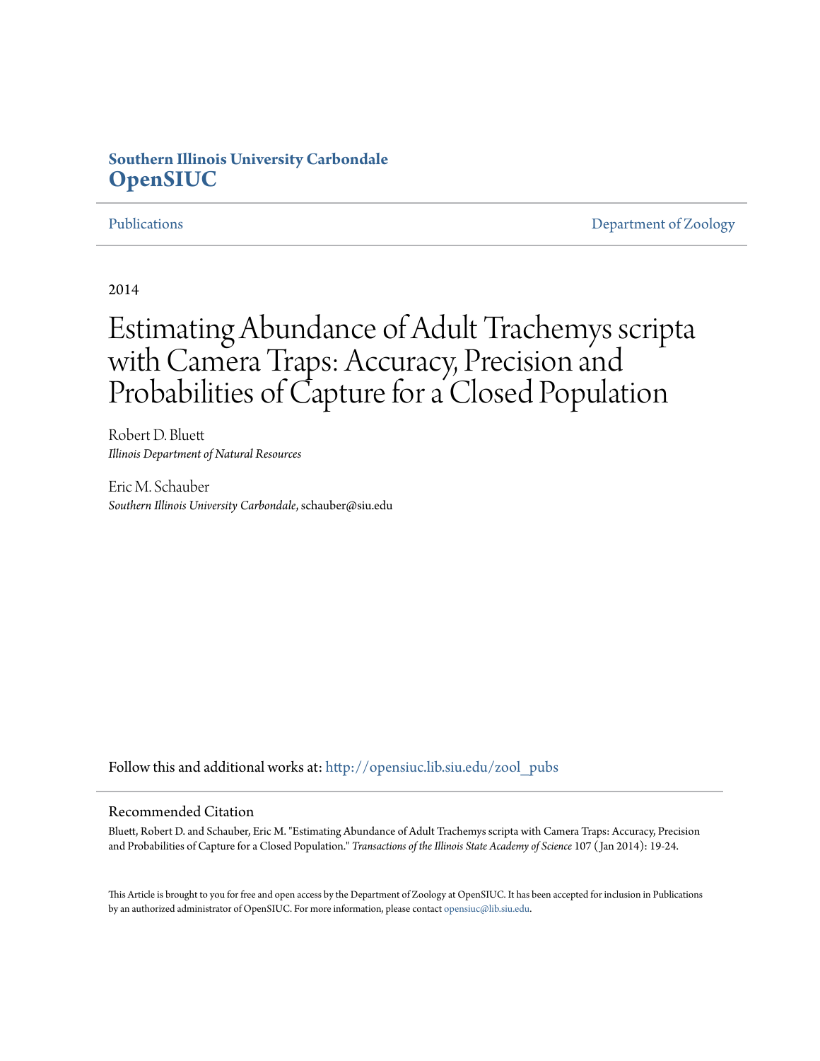**Southern Illinois University Carbondale**
**OpenSIUC**

Publications | Department of Zoology

2014

# Estimating Abundance of Adult Trachemys scripta with Camera Traps: Accuracy, Precision and Probabilities of Capture for a Closed Population

Robert D. Bluett
*Illinois Department of Natural Resources*

Eric M. Schauber
*Southern Illinois University Carbondale*, schauber@siu.edu

Follow this and additional works at: http://opensiuc.lib.siu.edu/zool_pubs

## Recommended Citation

Bluett, Robert D. and Schauber, Eric M. "Estimating Abundance of Adult Trachemys scripta with Camera Traps: Accuracy, Precision and Probabilities of Capture for a Closed Population." *Transactions of the Illinois State Academy of Science* 107 ( Jan 2014): 19-24.

This Article is brought to you for free and open access by the Department of Zoology at OpenSIUC. It has been accepted for inclusion in Publications by an authorized administrator of OpenSIUC. For more information, please contact opensiuc@lib.siu.edu.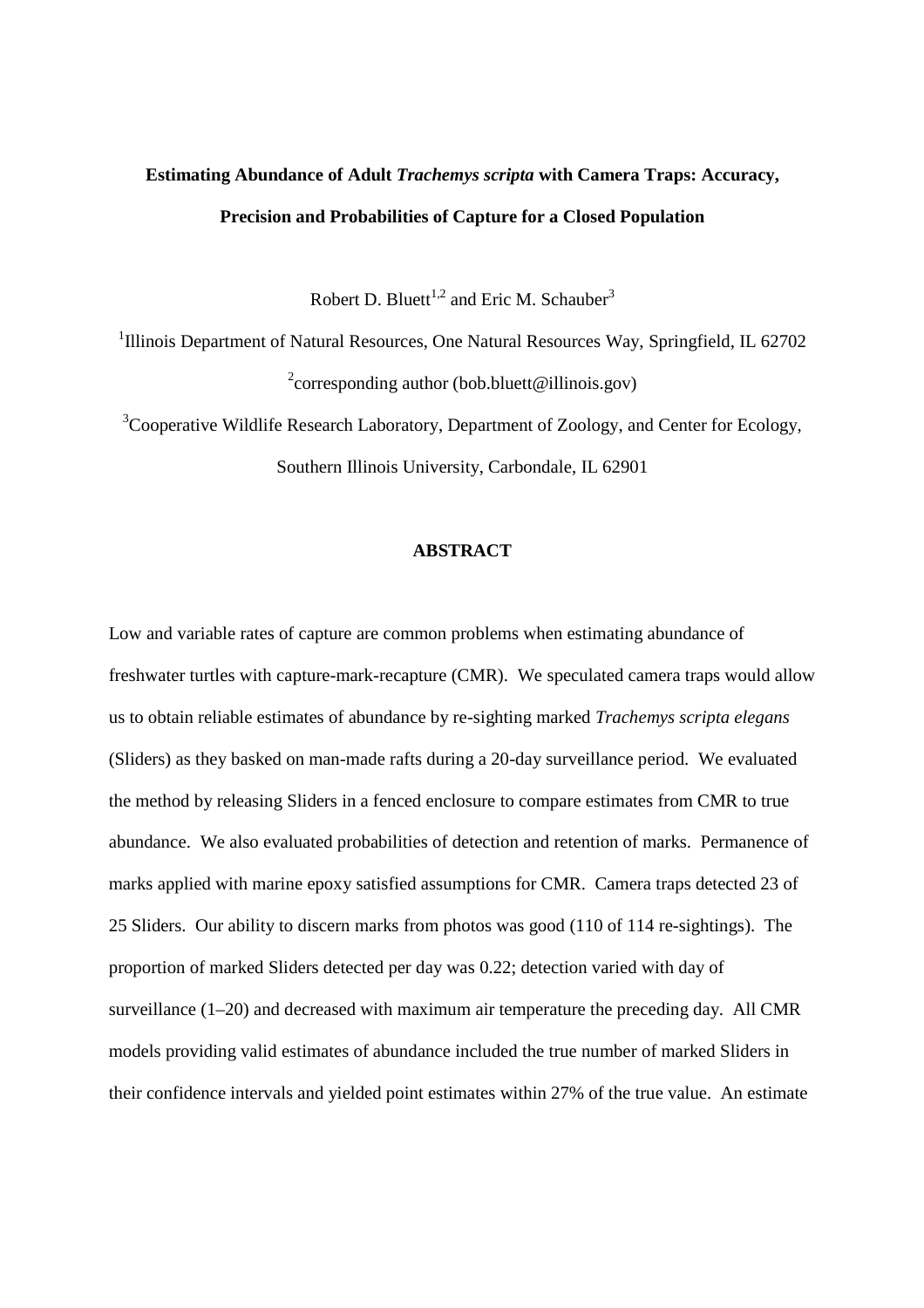**Estimating Abundance of Adult *Trachemys scripta* with Camera Traps: Accuracy, Precision and Probabilities of Capture for a Closed Population**

Robert D. Bluett[1,2] and Eric M. Schauber[3]

[1]Illinois Department of Natural Resources, One Natural Resources Way, Springfield, IL 62702

[2]corresponding author (bob.bluett@illinois.gov)

[3]Cooperative Wildlife Research Laboratory, Department of Zoology, and Center for Ecology, Southern Illinois University, Carbondale, IL 62901

## ABSTRACT

Low and variable rates of capture are common problems when estimating abundance of freshwater turtles with capture-mark-recapture (CMR). We speculated camera traps would allow us to obtain reliable estimates of abundance by re-sighting marked *Trachemys scripta elegans* (Sliders) as they basked on man-made rafts during a 20-day surveillance period. We evaluated the method by releasing Sliders in a fenced enclosure to compare estimates from CMR to true abundance. We also evaluated probabilities of detection and retention of marks. Permanence of marks applied with marine epoxy satisfied assumptions for CMR. Camera traps detected 23 of 25 Sliders. Our ability to discern marks from photos was good (110 of 114 re-sightings). The proportion of marked Sliders detected per day was 0.22; detection varied with day of surveillance (1–20) and decreased with maximum air temperature the preceding day. All CMR models providing valid estimates of abundance included the true number of marked Sliders in their confidence intervals and yielded point estimates within 27% of the true value. An estimate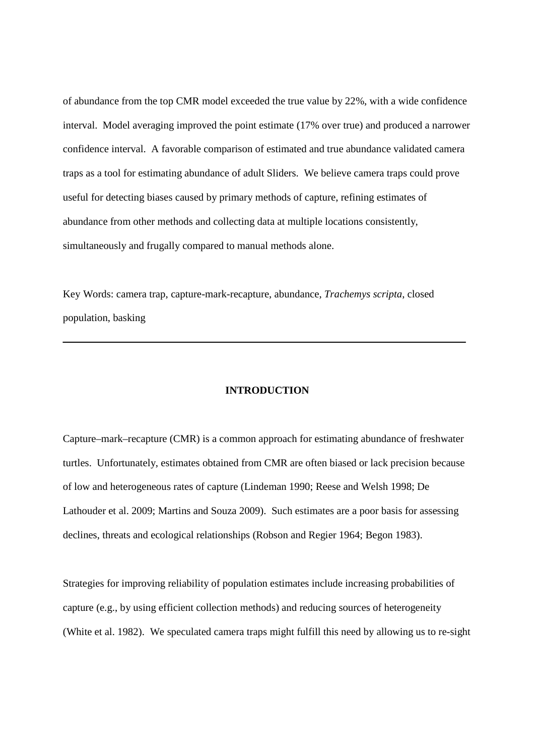of abundance from the top CMR model exceeded the true value by 22%, with a wide confidence interval. Model averaging improved the point estimate (17% over true) and produced a narrower confidence interval. A favorable comparison of estimated and true abundance validated camera traps as a tool for estimating abundance of adult Sliders. We believe camera traps could prove useful for detecting biases caused by primary methods of capture, refining estimates of abundance from other methods and collecting data at multiple locations consistently, simultaneously and frugally compared to manual methods alone.

Key Words: camera trap, capture-mark-recapture, abundance, *Trachemys scripta*, closed population, basking

---

## INTRODUCTION

Capture–mark–recapture (CMR) is a common approach for estimating abundance of freshwater turtles. Unfortunately, estimates obtained from CMR are often biased or lack precision because of low and heterogeneous rates of capture (Lindeman 1990; Reese and Welsh 1998; De Lathouder et al. 2009; Martins and Souza 2009). Such estimates are a poor basis for assessing declines, threats and ecological relationships (Robson and Regier 1964; Begon 1983).

Strategies for improving reliability of population estimates include increasing probabilities of capture (e.g., by using efficient collection methods) and reducing sources of heterogeneity (White et al. 1982). We speculated camera traps might fulfill this need by allowing us to re-sight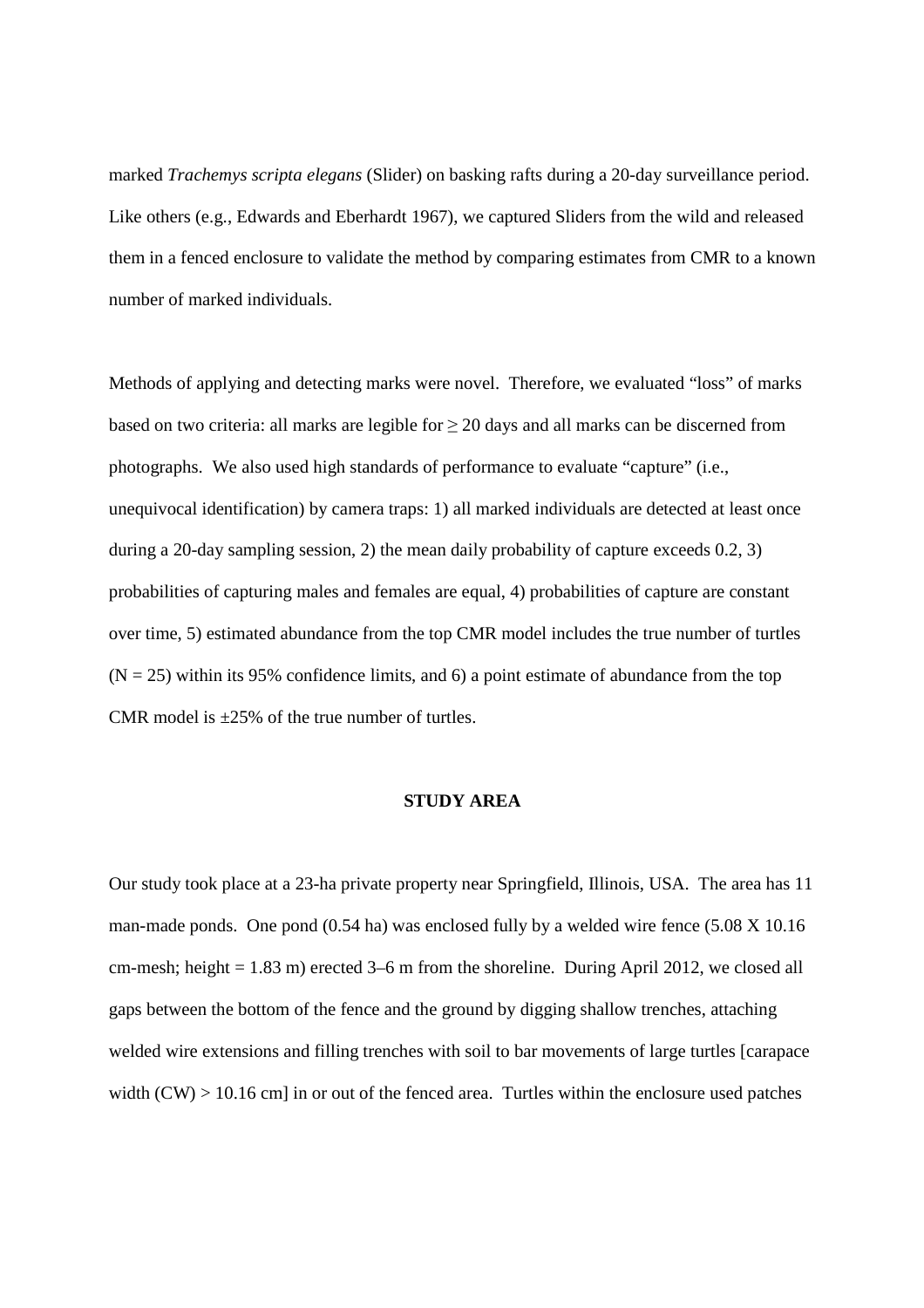marked *Trachemys scripta elegans* (Slider) on basking rafts during a 20-day surveillance period. Like others (e.g., Edwards and Eberhardt 1967), we captured Sliders from the wild and released them in a fenced enclosure to validate the method by comparing estimates from CMR to a known number of marked individuals.

Methods of applying and detecting marks were novel. Therefore, we evaluated "loss" of marks based on two criteria: all marks are legible for $\geq 20$ days and all marks can be discerned from photographs. We also used high standards of performance to evaluate "capture" (i.e., unequivocal identification) by camera traps: 1) all marked individuals are detected at least once during a 20-day sampling session, 2) the mean daily probability of capture exceeds 0.2, 3) probabilities of capturing males and females are equal, 4) probabilities of capture are constant over time, 5) estimated abundance from the top CMR model includes the true number of turtles ($N = 25$) within its 95% confidence limits, and 6) a point estimate of abundance from the top CMR model is $\pm 25\%$ of the true number of turtles.

## STUDY AREA

Our study took place at a 23-ha private property near Springfield, Illinois, USA. The area has 11 man-made ponds. One pond (0.54 ha) was enclosed fully by a welded wire fence (5.08 X 10.16 cm-mesh; height = 1.83 m) erected 3–6 m from the shoreline. During April 2012, we closed all gaps between the bottom of the fence and the ground by digging shallow trenches, attaching welded wire extensions and filling trenches with soil to bar movements of large turtles [carapace width (CW) > 10.16 cm] in or out of the fenced area. Turtles within the enclosure used patches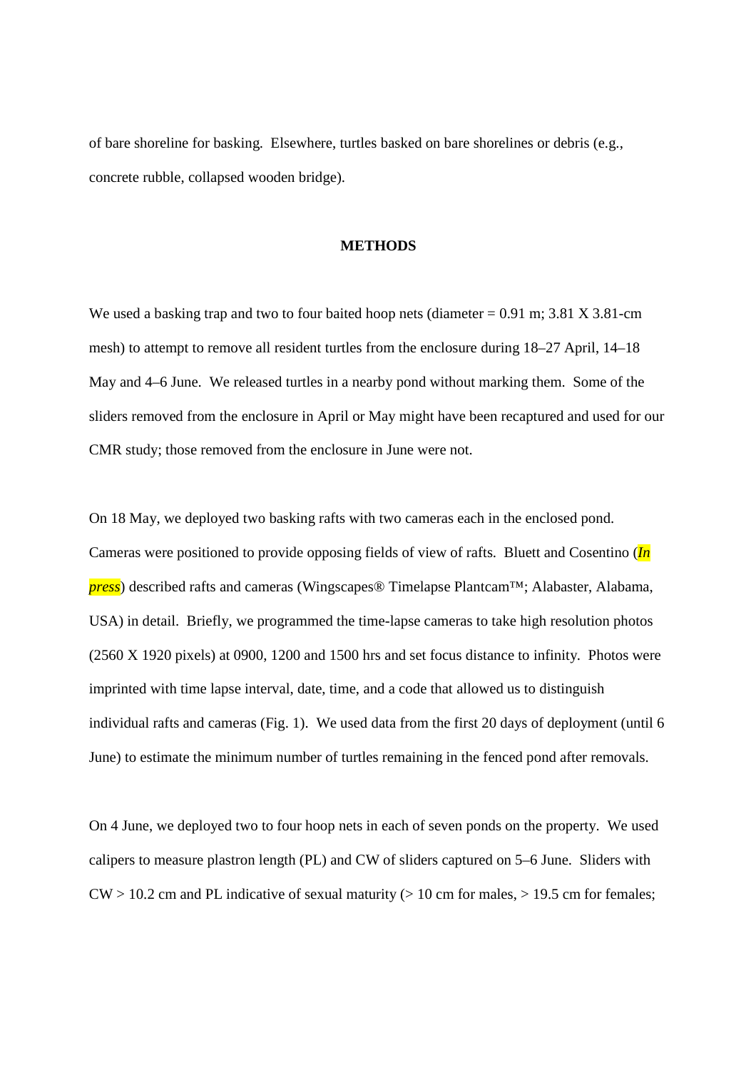of bare shoreline for basking. Elsewhere, turtles basked on bare shorelines or debris (e.g., concrete rubble, collapsed wooden bridge).

## METHODS

We used a basking trap and two to four baited hoop nets (diameter = 0.91 m; 3.81 X 3.81-cm mesh) to attempt to remove all resident turtles from the enclosure during 18–27 April, 14–18 May and 4–6 June. We released turtles in a nearby pond without marking them. Some of the sliders removed from the enclosure in April or May might have been recaptured and used for our CMR study; those removed from the enclosure in June were not.

On 18 May, we deployed two basking rafts with two cameras each in the enclosed pond. Cameras were positioned to provide opposing fields of view of rafts. Bluett and Cosentino (*In press*) described rafts and cameras (Wingscapes® Timelapse Plantcam™; Alabaster, Alabama, USA) in detail. Briefly, we programmed the time-lapse cameras to take high resolution photos (2560 X 1920 pixels) at 0900, 1200 and 1500 hrs and set focus distance to infinity. Photos were imprinted with time lapse interval, date, time, and a code that allowed us to distinguish individual rafts and cameras (Fig. 1). We used data from the first 20 days of deployment (until 6 June) to estimate the minimum number of turtles remaining in the fenced pond after removals.

On 4 June, we deployed two to four hoop nets in each of seven ponds on the property. We used calipers to measure plastron length (PL) and CW of sliders captured on 5–6 June. Sliders with CW > 10.2 cm and PL indicative of sexual maturity (> 10 cm for males, > 19.5 cm for females;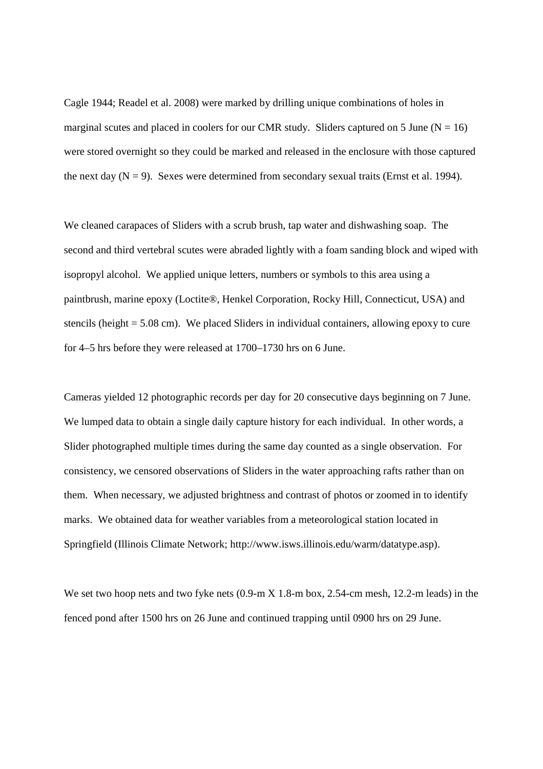Cagle 1944; Readel et al. 2008) were marked by drilling unique combinations of holes in marginal scutes and placed in coolers for our CMR study. Sliders captured on 5 June ($N = 16$) were stored overnight so they could be marked and released in the enclosure with those captured the next day ($N = 9$). Sexes were determined from secondary sexual traits (Ernst et al. 1994).

We cleaned carapaces of Sliders with a scrub brush, tap water and dishwashing soap. The second and third vertebral scutes were abraded lightly with a foam sanding block and wiped with isopropyl alcohol. We applied unique letters, numbers or symbols to this area using a paintbrush, marine epoxy (Loctite®, Henkel Corporation, Rocky Hill, Connecticut, USA) and stencils (height = 5.08 cm). We placed Sliders in individual containers, allowing epoxy to cure for 4–5 hrs before they were released at 1700–1730 hrs on 6 June.

Cameras yielded 12 photographic records per day for 20 consecutive days beginning on 7 June. We lumped data to obtain a single daily capture history for each individual. In other words, a Slider photographed multiple times during the same day counted as a single observation. For consistency, we censored observations of Sliders in the water approaching rafts rather than on them. When necessary, we adjusted brightness and contrast of photos or zoomed in to identify marks. We obtained data for weather variables from a meteorological station located in Springfield (Illinois Climate Network; http://www.isws.illinois.edu/warm/datatype.asp).

We set two hoop nets and two fyke nets (0.9-m X 1.8-m box, 2.54-cm mesh, 12.2-m leads) in the fenced pond after 1500 hrs on 26 June and continued trapping until 0900 hrs on 29 June.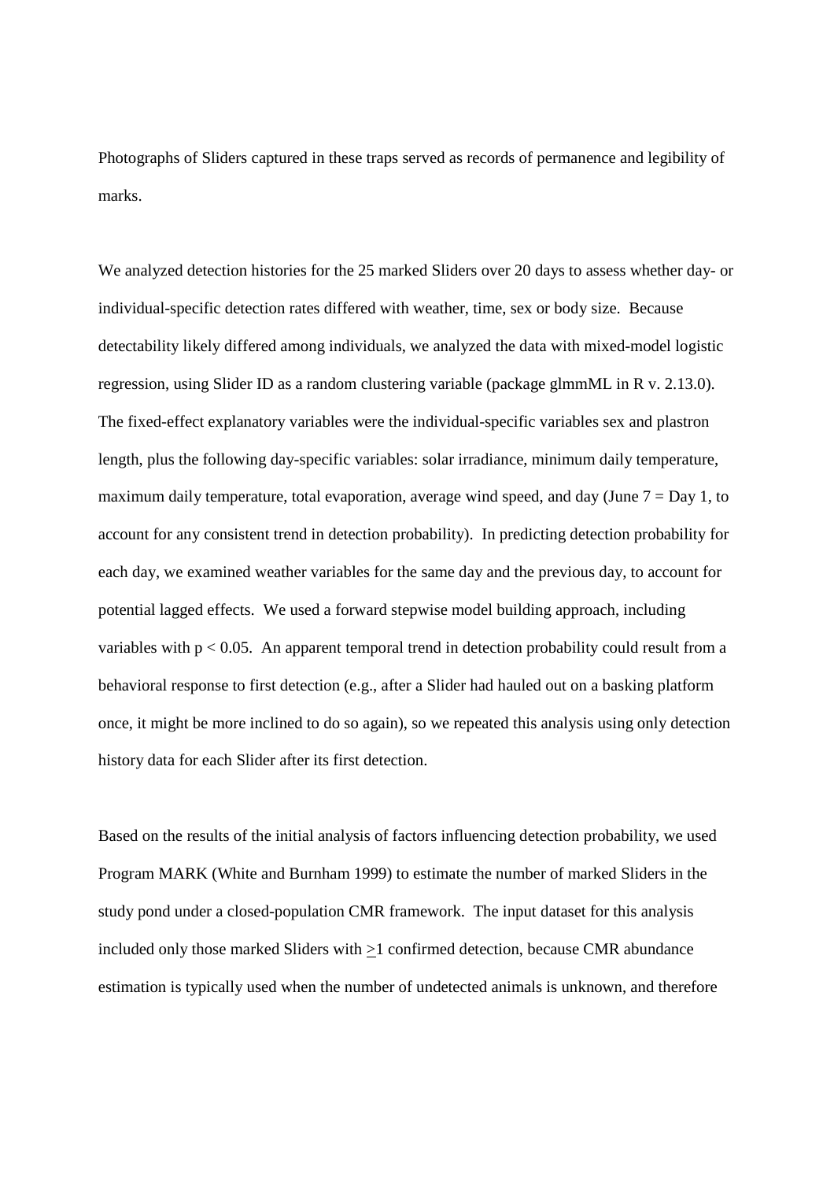Photographs of Sliders captured in these traps served as records of permanence and legibility of marks.

We analyzed detection histories for the 25 marked Sliders over 20 days to assess whether day- or individual-specific detection rates differed with weather, time, sex or body size. Because detectability likely differed among individuals, we analyzed the data with mixed-model logistic regression, using Slider ID as a random clustering variable (package glmmML in R v. 2.13.0). The fixed-effect explanatory variables were the individual-specific variables sex and plastron length, plus the following day-specific variables: solar irradiance, minimum daily temperature, maximum daily temperature, total evaporation, average wind speed, and day (June 7 = Day 1, to account for any consistent trend in detection probability). In predicting detection probability for each day, we examined weather variables for the same day and the previous day, to account for potential lagged effects. We used a forward stepwise model building approach, including variables with $p < 0.05$. An apparent temporal trend in detection probability could result from a behavioral response to first detection (e.g., after a Slider had hauled out on a basking platform once, it might be more inclined to do so again), so we repeated this analysis using only detection history data for each Slider after its first detection.

Based on the results of the initial analysis of factors influencing detection probability, we used Program MARK (White and Burnham 1999) to estimate the number of marked Sliders in the study pond under a closed-population CMR framework. The input dataset for this analysis included only those marked Sliders with $\geq 1$ confirmed detection, because CMR abundance estimation is typically used when the number of undetected animals is unknown, and therefore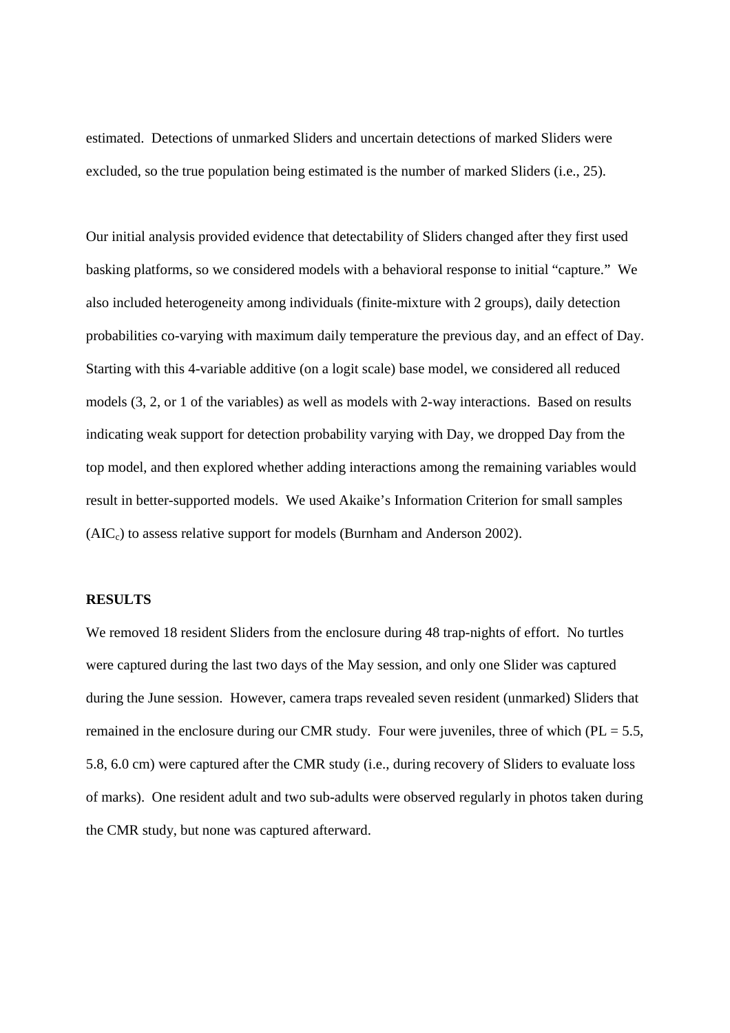estimated. Detections of unmarked Sliders and uncertain detections of marked Sliders were excluded, so the true population being estimated is the number of marked Sliders (i.e., 25).

Our initial analysis provided evidence that detectability of Sliders changed after they first used basking platforms, so we considered models with a behavioral response to initial "capture." We also included heterogeneity among individuals (finite-mixture with 2 groups), daily detection probabilities co-varying with maximum daily temperature the previous day, and an effect of Day. Starting with this 4-variable additive (on a logit scale) base model, we considered all reduced models (3, 2, or 1 of the variables) as well as models with 2-way interactions. Based on results indicating weak support for detection probability varying with Day, we dropped Day from the top model, and then explored whether adding interactions among the remaining variables would result in better-supported models. We used Akaike's Information Criterion for small samples ($AIC_c$) to assess relative support for models (Burnham and Anderson 2002).

**RESULTS**

We removed 18 resident Sliders from the enclosure during 48 trap-nights of effort. No turtles were captured during the last two days of the May session, and only one Slider was captured during the June session. However, camera traps revealed seven resident (unmarked) Sliders that remained in the enclosure during our CMR study. Four were juveniles, three of which (PL = 5.5, 5.8, 6.0 cm) were captured after the CMR study (i.e., during recovery of Sliders to evaluate loss of marks). One resident adult and two sub-adults were observed regularly in photos taken during the CMR study, but none was captured afterward.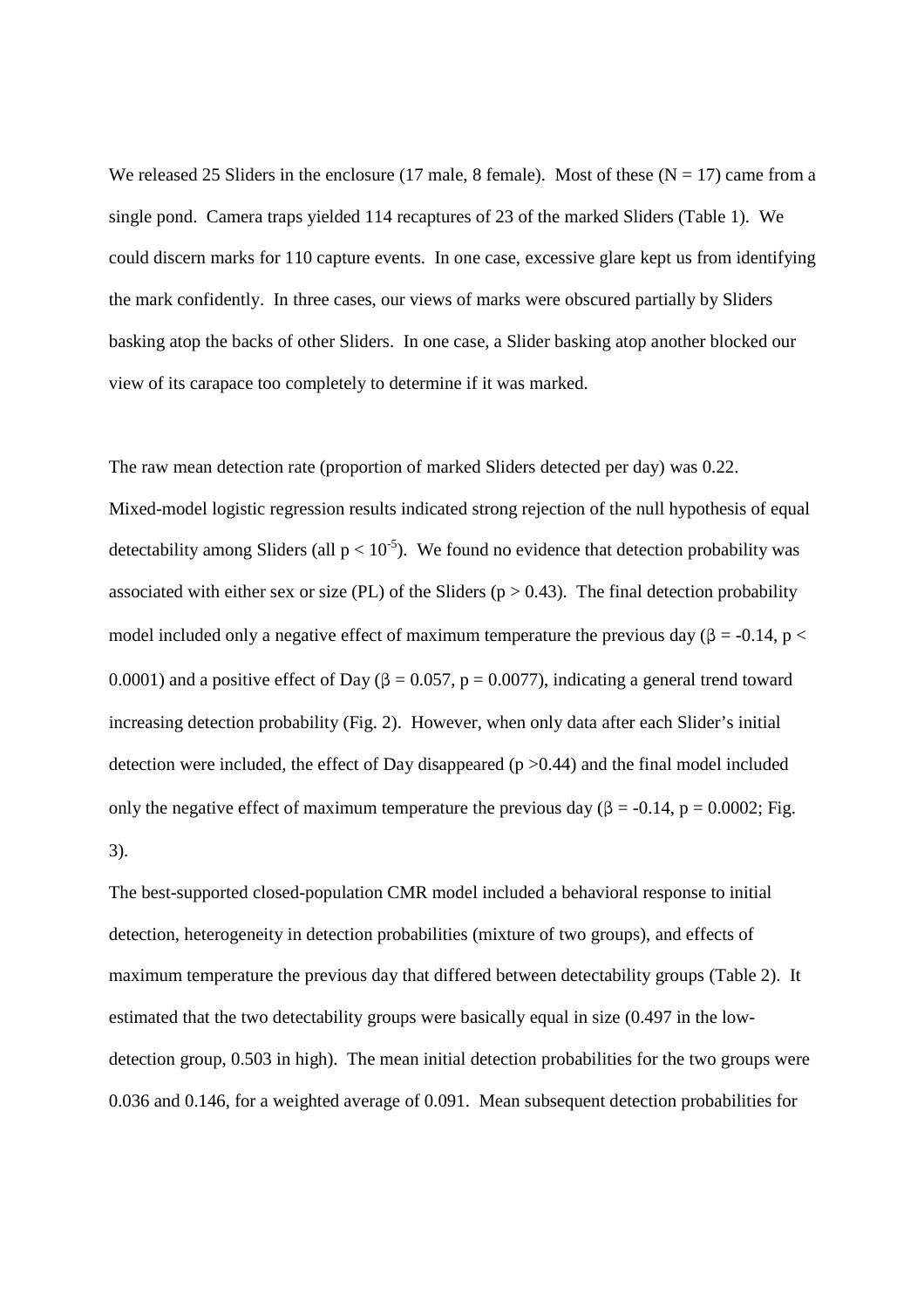We released 25 Sliders in the enclosure (17 male, 8 female). Most of these ($N = 17$) came from a single pond. Camera traps yielded 114 recaptures of 23 of the marked Sliders (Table 1). We could discern marks for 110 capture events. In one case, excessive glare kept us from identifying the mark confidently. In three cases, our views of marks were obscured partially by Sliders basking atop the backs of other Sliders. In one case, a Slider basking atop another blocked our view of its carapace too completely to determine if it was marked.

The raw mean detection rate (proportion of marked Sliders detected per day) was 0.22. Mixed-model logistic regression results indicated strong rejection of the null hypothesis of equal detectability among Sliders (all $p < 10^{-5}$). We found no evidence that detection probability was associated with either sex or size (PL) of the Sliders ($p > 0.43$). The final detection probability model included only a negative effect of maximum temperature the previous day ($\beta = -0.14$, $p < 0.0001$) and a positive effect of Day ($\beta = 0.057$, $p = 0.0077$), indicating a general trend toward increasing detection probability (Fig. 2). However, when only data after each Slider's initial detection were included, the effect of Day disappeared ($p > 0.44$) and the final model included only the negative effect of maximum temperature the previous day ($\beta = -0.14$, $p = 0.0002$; Fig. 3).

The best-supported closed-population CMR model included a behavioral response to initial detection, heterogeneity in detection probabilities (mixture of two groups), and effects of maximum temperature the previous day that differed between detectability groups (Table 2). It estimated that the two detectability groups were basically equal in size (0.497 in the low-detection group, 0.503 in high). The mean initial detection probabilities for the two groups were 0.036 and 0.146, for a weighted average of 0.091. Mean subsequent detection probabilities for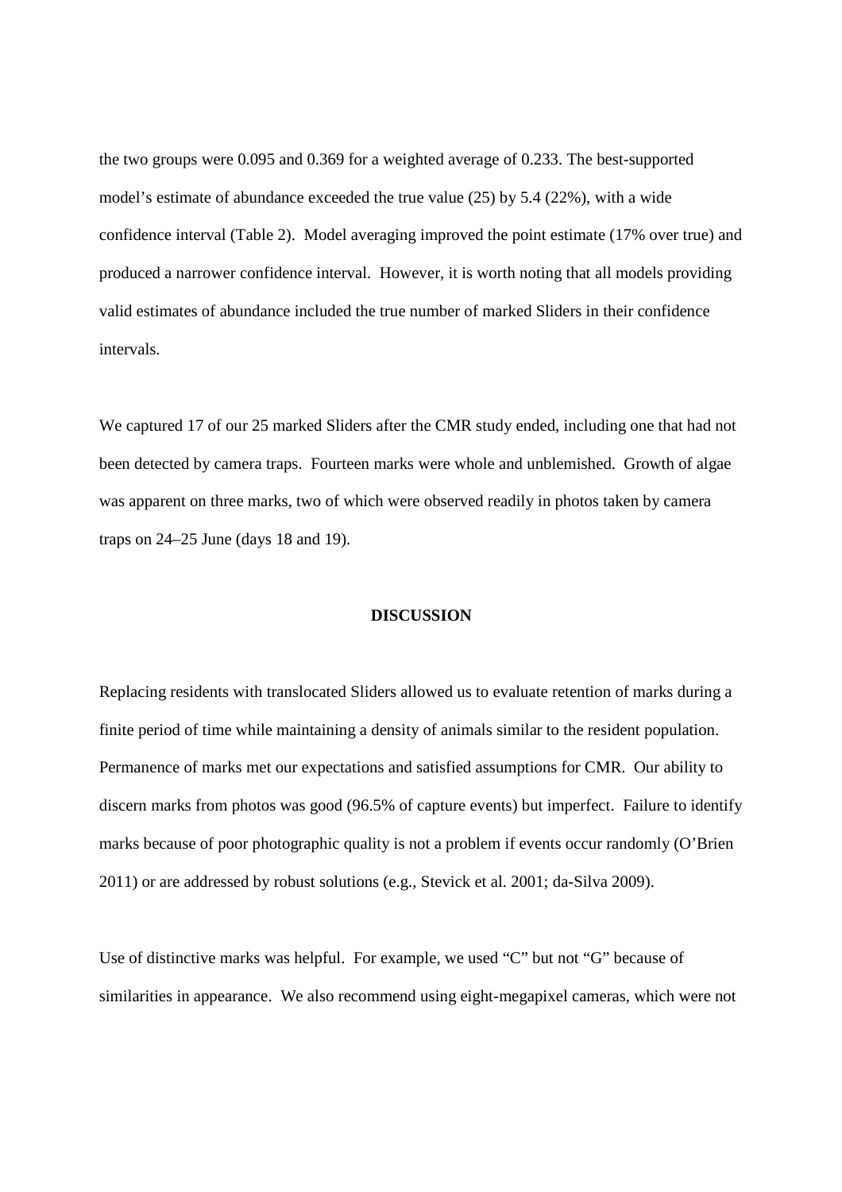the two groups were 0.095 and 0.369 for a weighted average of 0.233. The best-supported model's estimate of abundance exceeded the true value (25) by 5.4 (22%), with a wide confidence interval (Table 2). Model averaging improved the point estimate (17% over true) and produced a narrower confidence interval. However, it is worth noting that all models providing valid estimates of abundance included the true number of marked Sliders in their confidence intervals.

We captured 17 of our 25 marked Sliders after the CMR study ended, including one that had not been detected by camera traps. Fourteen marks were whole and unblemished. Growth of algae was apparent on three marks, two of which were observed readily in photos taken by camera traps on 24–25 June (days 18 and 19).

## DISCUSSION

Replacing residents with translocated Sliders allowed us to evaluate retention of marks during a finite period of time while maintaining a density of animals similar to the resident population. Permanence of marks met our expectations and satisfied assumptions for CMR. Our ability to discern marks from photos was good (96.5% of capture events) but imperfect. Failure to identify marks because of poor photographic quality is not a problem if events occur randomly (O'Brien 2011) or are addressed by robust solutions (e.g., Stevick et al. 2001; da-Silva 2009).

Use of distinctive marks was helpful. For example, we used "C" but not "G" because of similarities in appearance. We also recommend using eight-megapixel cameras, which were not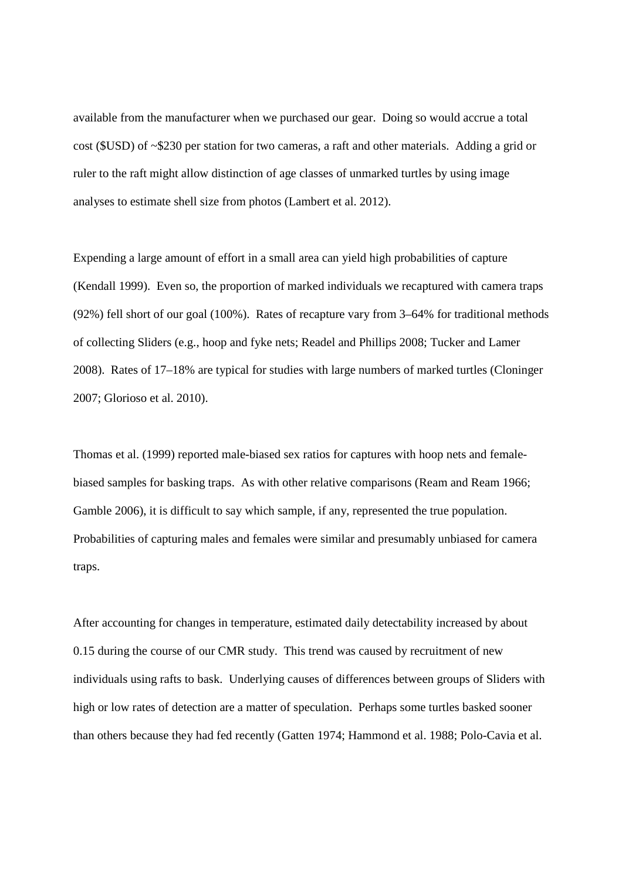available from the manufacturer when we purchased our gear. Doing so would accrue a total cost ($USD) of ~$230 per station for two cameras, a raft and other materials. Adding a grid or ruler to the raft might allow distinction of age classes of unmarked turtles by using image analyses to estimate shell size from photos (Lambert et al. 2012).

Expending a large amount of effort in a small area can yield high probabilities of capture (Kendall 1999). Even so, the proportion of marked individuals we recaptured with camera traps (92%) fell short of our goal (100%). Rates of recapture vary from 3–64% for traditional methods of collecting Sliders (e.g., hoop and fyke nets; Readel and Phillips 2008; Tucker and Lamer 2008). Rates of 17–18% are typical for studies with large numbers of marked turtles (Cloninger 2007; Glorioso et al. 2010).

Thomas et al. (1999) reported male-biased sex ratios for captures with hoop nets and female-biased samples for basking traps. As with other relative comparisons (Ream and Ream 1966; Gamble 2006), it is difficult to say which sample, if any, represented the true population. Probabilities of capturing males and females were similar and presumably unbiased for camera traps.

After accounting for changes in temperature, estimated daily detectability increased by about 0.15 during the course of our CMR study. This trend was caused by recruitment of new individuals using rafts to bask. Underlying causes of differences between groups of Sliders with high or low rates of detection are a matter of speculation. Perhaps some turtles basked sooner than others because they had fed recently (Gatten 1974; Hammond et al. 1988; Polo-Cavia et al.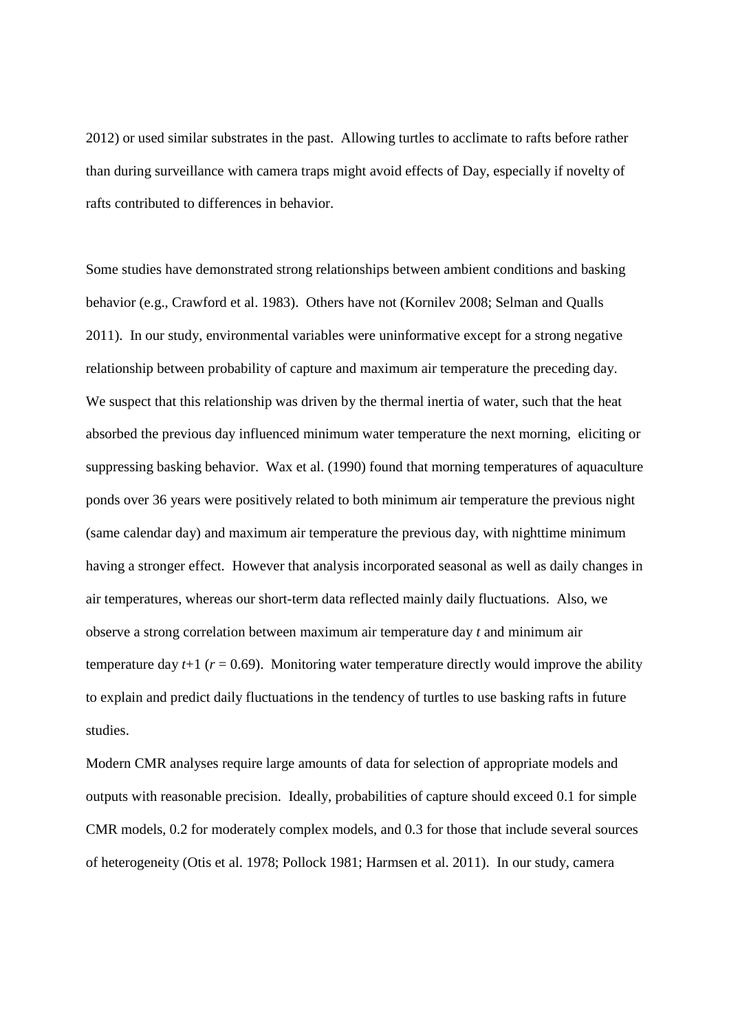2012) or used similar substrates in the past. Allowing turtles to acclimate to rafts before rather than during surveillance with camera traps might avoid effects of Day, especially if novelty of rafts contributed to differences in behavior.

Some studies have demonstrated strong relationships between ambient conditions and basking behavior (e.g., Crawford et al. 1983). Others have not (Kornilev 2008; Selman and Qualls 2011). In our study, environmental variables were uninformative except for a strong negative relationship between probability of capture and maximum air temperature the preceding day. We suspect that this relationship was driven by the thermal inertia of water, such that the heat absorbed the previous day influenced minimum water temperature the next morning, eliciting or suppressing basking behavior. Wax et al. (1990) found that morning temperatures of aquaculture ponds over 36 years were positively related to both minimum air temperature the previous night (same calendar day) and maximum air temperature the previous day, with nighttime minimum having a stronger effect. However that analysis incorporated seasonal as well as daily changes in air temperatures, whereas our short-term data reflected mainly daily fluctuations. Also, we observe a strong correlation between maximum air temperature day $t$ and minimum air temperature day $t$+1 ($r = 0.69$). Monitoring water temperature directly would improve the ability to explain and predict daily fluctuations in the tendency of turtles to use basking rafts in future studies.

Modern CMR analyses require large amounts of data for selection of appropriate models and outputs with reasonable precision. Ideally, probabilities of capture should exceed 0.1 for simple CMR models, 0.2 for moderately complex models, and 0.3 for those that include several sources of heterogeneity (Otis et al. 1978; Pollock 1981; Harmsen et al. 2011). In our study, camera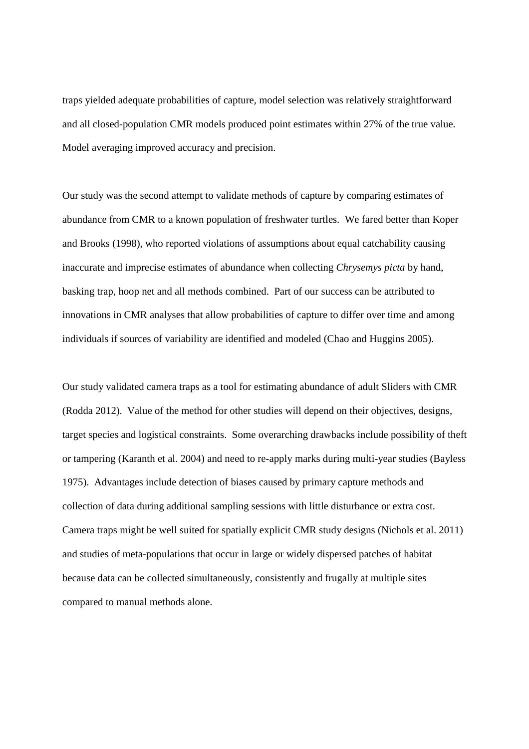traps yielded adequate probabilities of capture, model selection was relatively straightforward and all closed-population CMR models produced point estimates within 27% of the true value. Model averaging improved accuracy and precision.

Our study was the second attempt to validate methods of capture by comparing estimates of abundance from CMR to a known population of freshwater turtles. We fared better than Koper and Brooks (1998), who reported violations of assumptions about equal catchability causing inaccurate and imprecise estimates of abundance when collecting *Chrysemys picta* by hand, basking trap, hoop net and all methods combined. Part of our success can be attributed to innovations in CMR analyses that allow probabilities of capture to differ over time and among individuals if sources of variability are identified and modeled (Chao and Huggins 2005).

Our study validated camera traps as a tool for estimating abundance of adult Sliders with CMR (Rodda 2012). Value of the method for other studies will depend on their objectives, designs, target species and logistical constraints. Some overarching drawbacks include possibility of theft or tampering (Karanth et al. 2004) and need to re-apply marks during multi-year studies (Bayless 1975). Advantages include detection of biases caused by primary capture methods and collection of data during additional sampling sessions with little disturbance or extra cost. Camera traps might be well suited for spatially explicit CMR study designs (Nichols et al. 2011) and studies of meta-populations that occur in large or widely dispersed patches of habitat because data can be collected simultaneously, consistently and frugally at multiple sites compared to manual methods alone.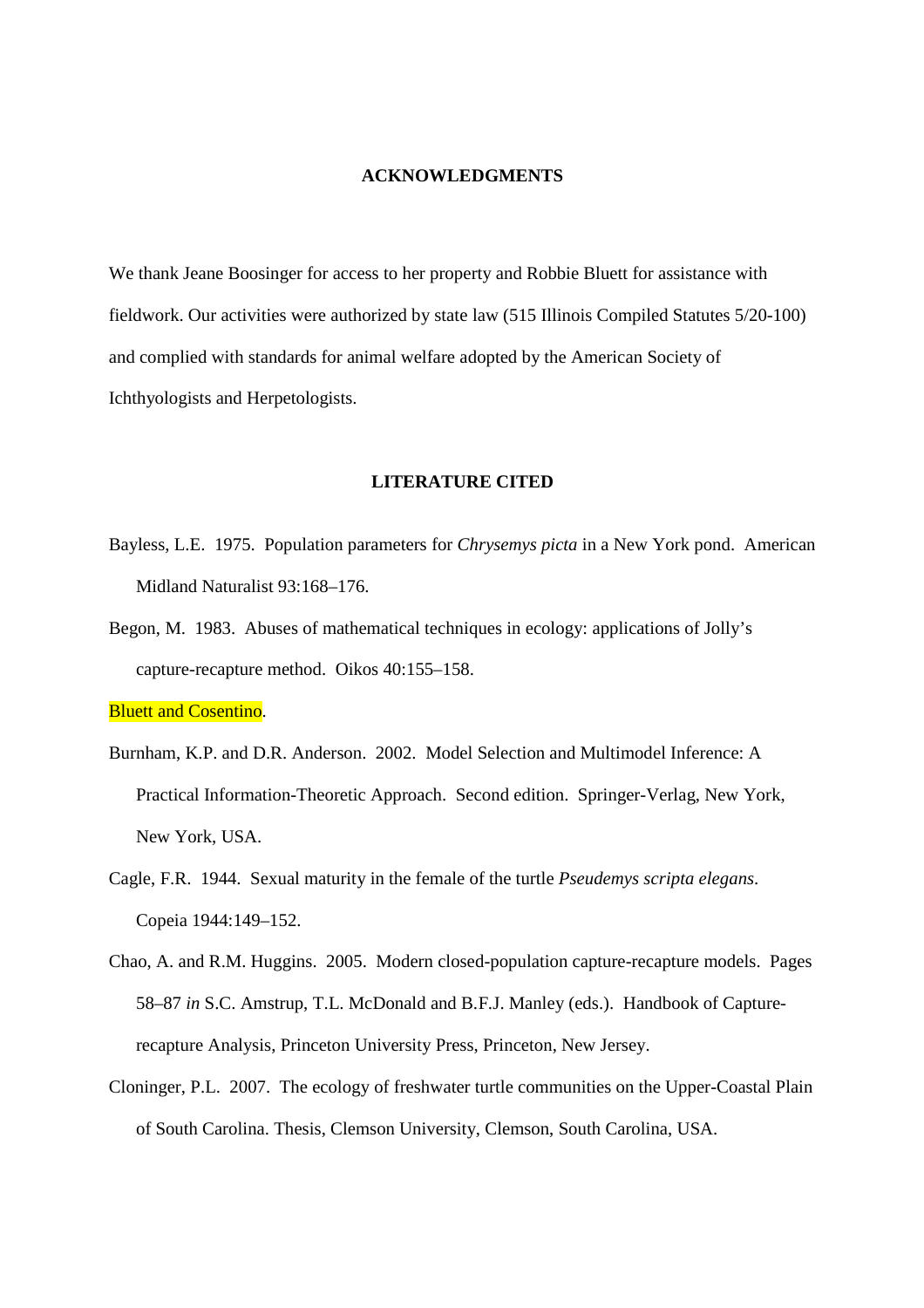## ACKNOWLEDGMENTS

We thank Jeane Boosinger for access to her property and Robbie Bluett for assistance with fieldwork. Our activities were authorized by state law (515 Illinois Compiled Statutes 5/20-100) and complied with standards for animal welfare adopted by the American Society of Ichthyologists and Herpetologists.

## LITERATURE CITED

Bayless, L.E. 1975. Population parameters for *Chrysemys picta* in a New York pond. American Midland Naturalist 93:168–176.

Begon, M. 1983. Abuses of mathematical techniques in ecology: applications of Jolly's capture-recapture method. Oikos 40:155–158.

Bluett and Cosentino.

Burnham, K.P. and D.R. Anderson. 2002. Model Selection and Multimodel Inference: A Practical Information-Theoretic Approach. Second edition. Springer-Verlag, New York, New York, USA.

Cagle, F.R. 1944. Sexual maturity in the female of the turtle *Pseudemys scripta elegans*. Copeia 1944:149–152.

Chao, A. and R.M. Huggins. 2005. Modern closed-population capture-recapture models. Pages 58–87 *in* S.C. Amstrup, T.L. McDonald and B.F.J. Manley (eds.). Handbook of Capture-recapture Analysis, Princeton University Press, Princeton, New Jersey.

Cloninger, P.L. 2007. The ecology of freshwater turtle communities on the Upper-Coastal Plain of South Carolina. Thesis, Clemson University, Clemson, South Carolina, USA.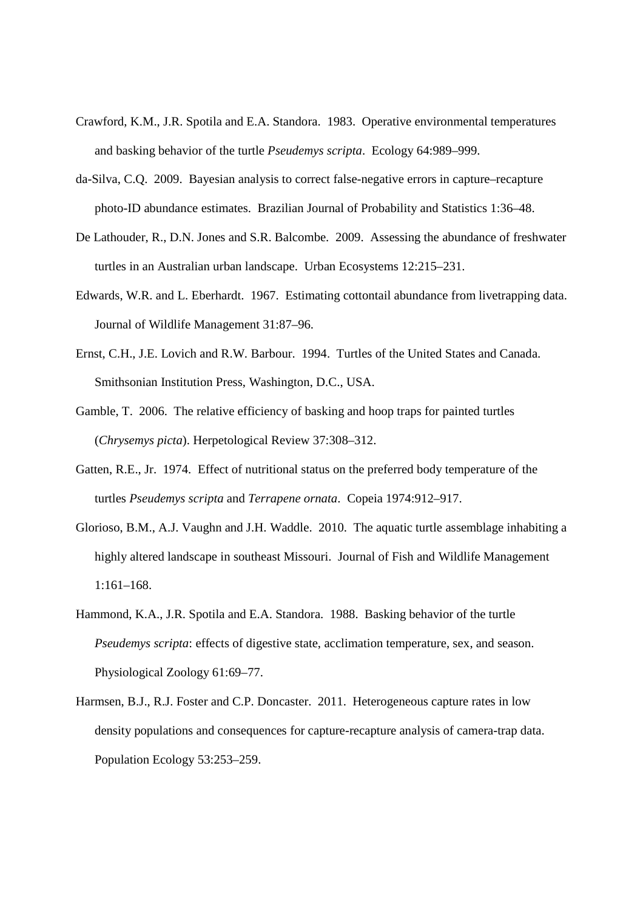Crawford, K.M., J.R. Spotila and E.A. Standora. 1983. Operative environmental temperatures and basking behavior of the turtle *Pseudemys scripta*. Ecology 64:989–999.

da-Silva, C.Q. 2009. Bayesian analysis to correct false-negative errors in capture–recapture photo-ID abundance estimates. Brazilian Journal of Probability and Statistics 1:36–48.

De Lathouder, R., D.N. Jones and S.R. Balcombe. 2009. Assessing the abundance of freshwater turtles in an Australian urban landscape. Urban Ecosystems 12:215–231.

Edwards, W.R. and L. Eberhardt. 1967. Estimating cottontail abundance from livetrapping data. Journal of Wildlife Management 31:87–96.

Ernst, C.H., J.E. Lovich and R.W. Barbour. 1994. Turtles of the United States and Canada. Smithsonian Institution Press, Washington, D.C., USA.

Gamble, T. 2006. The relative efficiency of basking and hoop traps for painted turtles (*Chrysemys picta*). Herpetological Review 37:308–312.

Gatten, R.E., Jr. 1974. Effect of nutritional status on the preferred body temperature of the turtles *Pseudemys scripta* and *Terrapene ornata*. Copeia 1974:912–917.

Glorioso, B.M., A.J. Vaughn and J.H. Waddle. 2010. The aquatic turtle assemblage inhabiting a highly altered landscape in southeast Missouri. Journal of Fish and Wildlife Management 1:161–168.

Hammond, K.A., J.R. Spotila and E.A. Standora. 1988. Basking behavior of the turtle *Pseudemys scripta*: effects of digestive state, acclimation temperature, sex, and season. Physiological Zoology 61:69–77.

Harmsen, B.J., R.J. Foster and C.P. Doncaster. 2011. Heterogeneous capture rates in low density populations and consequences for capture-recapture analysis of camera-trap data. Population Ecology 53:253–259.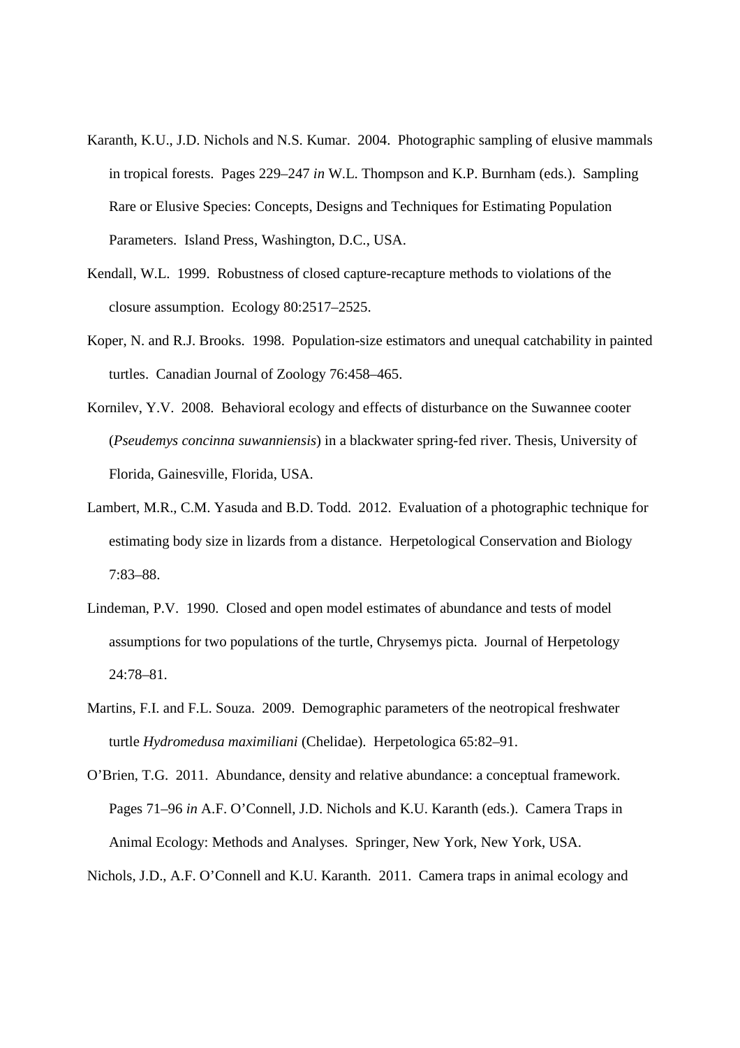Karanth, K.U., J.D. Nichols and N.S. Kumar. 2004. Photographic sampling of elusive mammals in tropical forests. Pages 229–247 *in* W.L. Thompson and K.P. Burnham (eds.). Sampling Rare or Elusive Species: Concepts, Designs and Techniques for Estimating Population Parameters. Island Press, Washington, D.C., USA.

Kendall, W.L. 1999. Robustness of closed capture-recapture methods to violations of the closure assumption. Ecology 80:2517–2525.

Koper, N. and R.J. Brooks. 1998. Population-size estimators and unequal catchability in painted turtles. Canadian Journal of Zoology 76:458–465.

Kornilev, Y.V. 2008. Behavioral ecology and effects of disturbance on the Suwannee cooter (*Pseudemys concinna suwanniensis*) in a blackwater spring-fed river. Thesis, University of Florida, Gainesville, Florida, USA.

Lambert, M.R., C.M. Yasuda and B.D. Todd. 2012. Evaluation of a photographic technique for estimating body size in lizards from a distance. Herpetological Conservation and Biology 7:83–88.

Lindeman, P.V. 1990. Closed and open model estimates of abundance and tests of model assumptions for two populations of the turtle, Chrysemys picta. Journal of Herpetology 24:78–81.

Martins, F.I. and F.L. Souza. 2009. Demographic parameters of the neotropical freshwater turtle *Hydromedusa maximiliani* (Chelidae). Herpetologica 65:82–91.

O'Brien, T.G. 2011. Abundance, density and relative abundance: a conceptual framework. Pages 71–96 *in* A.F. O'Connell, J.D. Nichols and K.U. Karanth (eds.). Camera Traps in Animal Ecology: Methods and Analyses. Springer, New York, New York, USA.

Nichols, J.D., A.F. O'Connell and K.U. Karanth. 2011. Camera traps in animal ecology and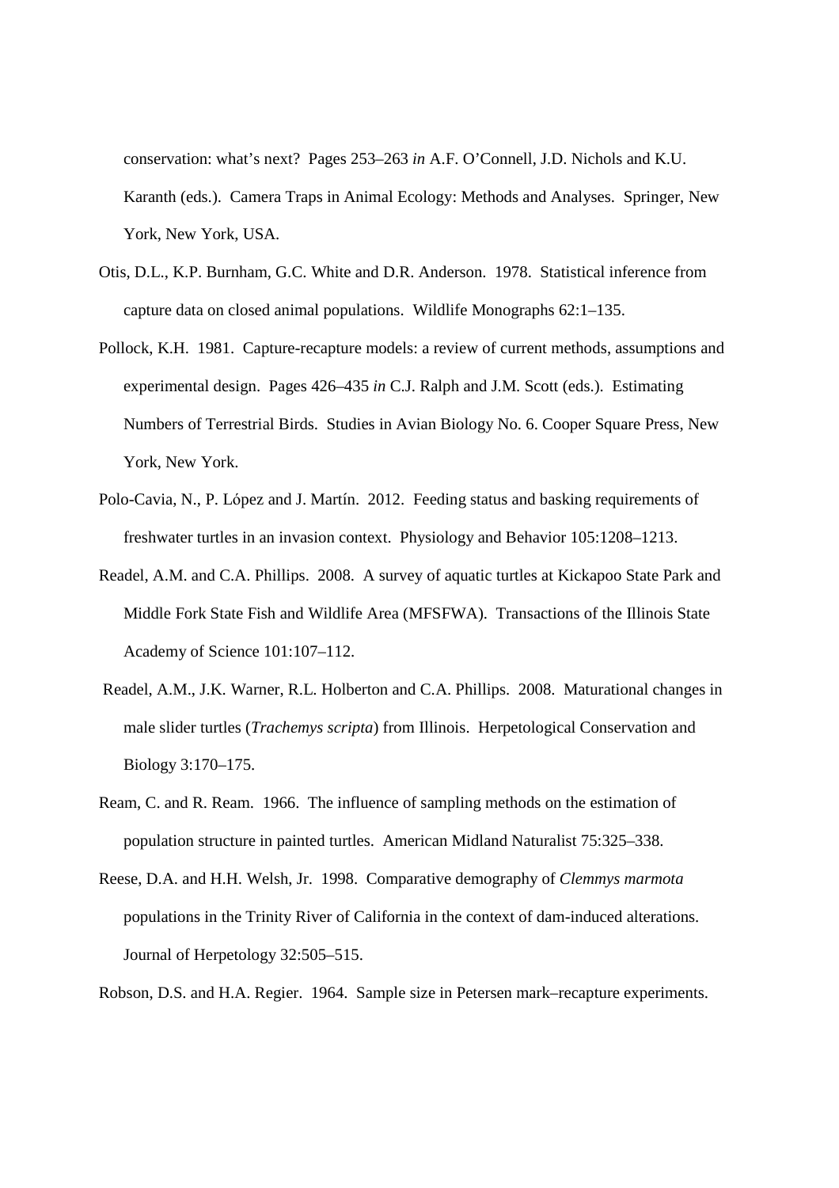conservation: what's next? Pages 253–263 *in* A.F. O'Connell, J.D. Nichols and K.U. Karanth (eds.). Camera Traps in Animal Ecology: Methods and Analyses. Springer, New York, New York, USA.

Otis, D.L., K.P. Burnham, G.C. White and D.R. Anderson. 1978. Statistical inference from capture data on closed animal populations. Wildlife Monographs 62:1–135.

Pollock, K.H. 1981. Capture-recapture models: a review of current methods, assumptions and experimental design. Pages 426–435 *in* C.J. Ralph and J.M. Scott (eds.). Estimating Numbers of Terrestrial Birds. Studies in Avian Biology No. 6. Cooper Square Press, New York, New York.

Polo-Cavia, N., P. López and J. Martín. 2012. Feeding status and basking requirements of freshwater turtles in an invasion context. Physiology and Behavior 105:1208–1213.

Readel, A.M. and C.A. Phillips. 2008. A survey of aquatic turtles at Kickapoo State Park and Middle Fork State Fish and Wildlife Area (MFSFWA). Transactions of the Illinois State Academy of Science 101:107–112.

Readel, A.M., J.K. Warner, R.L. Holberton and C.A. Phillips. 2008. Maturational changes in male slider turtles (*Trachemys scripta*) from Illinois. Herpetological Conservation and Biology 3:170–175.

Ream, C. and R. Ream. 1966. The influence of sampling methods on the estimation of population structure in painted turtles. American Midland Naturalist 75:325–338.

Reese, D.A. and H.H. Welsh, Jr. 1998. Comparative demography of *Clemmys marmota* populations in the Trinity River of California in the context of dam-induced alterations. Journal of Herpetology 32:505–515.

Robson, D.S. and H.A. Regier. 1964. Sample size in Petersen mark–recapture experiments.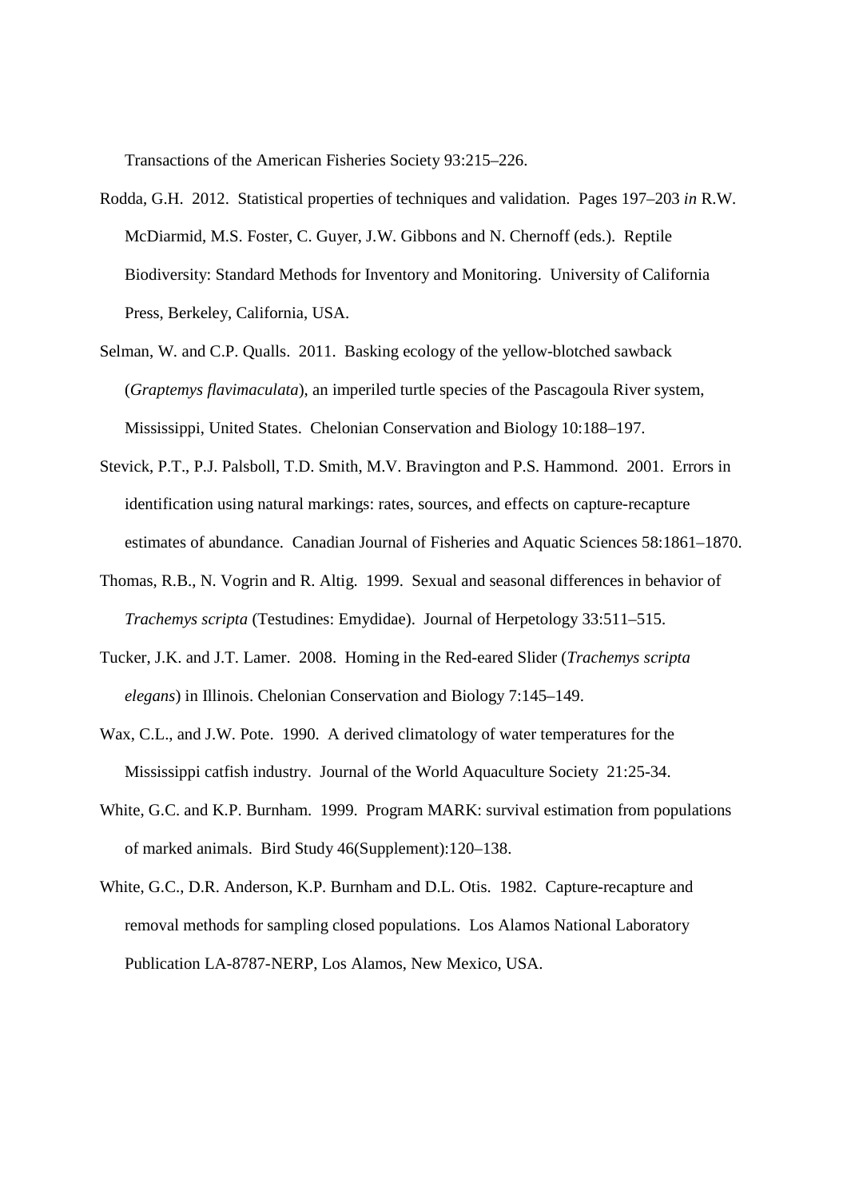Transactions of the American Fisheries Society 93:215–226.

Rodda, G.H. 2012. Statistical properties of techniques and validation. Pages 197–203 *in* R.W. McDiarmid, M.S. Foster, C. Guyer, J.W. Gibbons and N. Chernoff (eds.). Reptile Biodiversity: Standard Methods for Inventory and Monitoring. University of California Press, Berkeley, California, USA.

Selman, W. and C.P. Qualls. 2011. Basking ecology of the yellow-blotched sawback (*Graptemys flavimaculata*), an imperiled turtle species of the Pascagoula River system, Mississippi, United States. Chelonian Conservation and Biology 10:188–197.

Stevick, P.T., P.J. Palsboll, T.D. Smith, M.V. Bravington and P.S. Hammond. 2001. Errors in identification using natural markings: rates, sources, and effects on capture-recapture estimates of abundance. Canadian Journal of Fisheries and Aquatic Sciences 58:1861–1870.

Thomas, R.B., N. Vogrin and R. Altig. 1999. Sexual and seasonal differences in behavior of *Trachemys scripta* (Testudines: Emydidae). Journal of Herpetology 33:511–515.

Tucker, J.K. and J.T. Lamer. 2008. Homing in the Red-eared Slider (*Trachemys scripta elegans*) in Illinois. Chelonian Conservation and Biology 7:145–149.

Wax, C.L., and J.W. Pote. 1990. A derived climatology of water temperatures for the Mississippi catfish industry. Journal of the World Aquaculture Society 21:25-34.

White, G.C. and K.P. Burnham. 1999. Program MARK: survival estimation from populations of marked animals. Bird Study 46(Supplement):120–138.

White, G.C., D.R. Anderson, K.P. Burnham and D.L. Otis. 1982. Capture-recapture and removal methods for sampling closed populations. Los Alamos National Laboratory Publication LA-8787-NERP, Los Alamos, New Mexico, USA.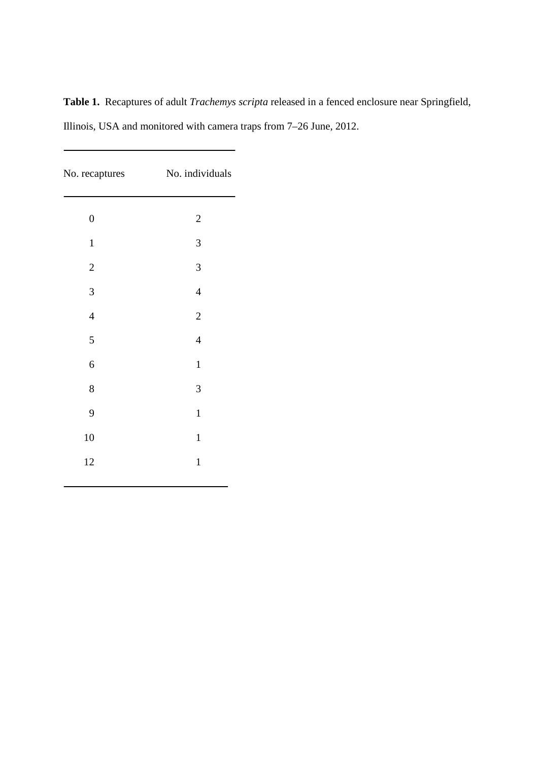**Table 1.** Recaptures of adult *Trachemys scripta* released in a fenced enclosure near Springfield, Illinois, USA and monitored with camera traps from 7–26 June, 2012.

| No. recaptures | No. individuals |
|---|---|
| 0 | 2 |
| 1 | 3 |
| 2 | 3 |
| 3 | 4 |
| 4 | 2 |
| 5 | 4 |
| 6 | 1 |
| 8 | 3 |
| 9 | 1 |
| 10 | 1 |
| 12 | 1 |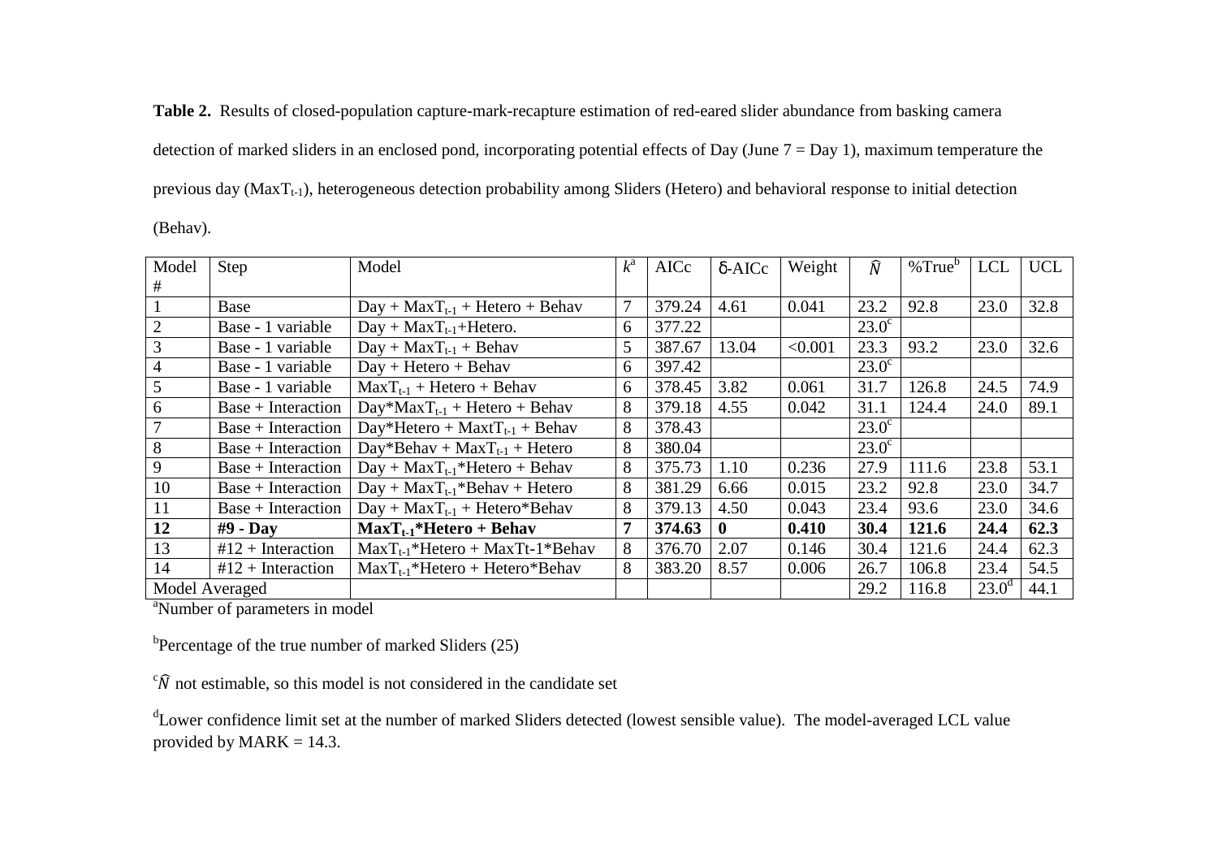**Table 2.** Results of closed-population capture-mark-recapture estimation of red-eared slider abundance from basking camera detection of marked sliders in an enclosed pond, incorporating potential effects of Day (June 7 = Day 1), maximum temperature the previous day ($MaxT_{t-1}$), heterogeneous detection probability among Sliders (Hetero) and behavioral response to initial detection (Behav).

| Model # | Step | Model | $k$[a] | AICc | δ-AICc | Weight | $\widehat{N}$ | %True[b] | LCL | UCL |
|---|---|---|---|---|---|---|---|---|---|---|
| 1 | Base | Day + $MaxT_{t-1}$ + Hetero + Behav | 7 | 379.24 | 4.61 | 0.041 | 23.2 | 92.8 | 23.0 | 32.8 |
| 2 | Base - 1 variable | Day + $MaxT_{t-1}$+Hetero. | 6 | 377.22 | | | 23.0[c] | | | |
| 3 | Base - 1 variable | Day + $MaxT_{t-1}$ + Behav | 5 | 387.67 | 13.04 | <0.001 | 23.3 | 93.2 | 23.0 | 32.6 |
| 4 | Base - 1 variable | Day + Hetero + Behav | 6 | 397.42 | | | 23.0[c] | | | |
| 5 | Base - 1 variable | $MaxT_{t-1}$ + Hetero + Behav | 6 | 378.45 | 3.82 | 0.061 | 31.7 | 126.8 | 24.5 | 74.9 |
| 6 | Base + Interaction | Day*$MaxT_{t-1}$ + Hetero + Behav | 8 | 379.18 | 4.55 | 0.042 | 31.1 | 124.4 | 24.0 | 89.1 |
| 7 | Base + Interaction | Day*Hetero + $MaxtT_{t-1}$ + Behav | 8 | 378.43 | | | 23.0[c] | | | |
| 8 | Base + Interaction | Day*Behav + $MaxT_{t-1}$ + Hetero | 8 | 380.04 | | | 23.0[c] | | | |
| 9 | Base + Interaction | Day + $MaxT_{t-1}$*Hetero + Behav | 8 | 375.73 | 1.10 | 0.236 | 27.9 | 111.6 | 23.8 | 53.1 |
| 10 | Base + Interaction | Day + $MaxT_{t-1}$*Behav + Hetero | 8 | 381.29 | 6.66 | 0.015 | 23.2 | 92.8 | 23.0 | 34.7 |
| 11 | Base + Interaction | Day + $MaxT_{t-1}$ + Hetero*Behav | 8 | 379.13 | 4.50 | 0.043 | 23.4 | 93.6 | 23.0 | 34.6 |
| **12** | **#9 - Day** | **$MaxT_{t-1}$*Hetero + Behav** | **7** | **374.63** | **0** | **0.410** | **30.4** | **121.6** | **24.4** | **62.3** |
| 13 | #12 + Interaction | $MaxT_{t-1}$*Hetero + MaxTt-1*Behav | 8 | 376.70 | 2.07 | 0.146 | 30.4 | 121.6 | 24.4 | 62.3 |
| 14 | #12 + Interaction | $MaxT_{t-1}$*Hetero + Hetero*Behav | 8 | 383.20 | 8.57 | 0.006 | 26.7 | 106.8 | 23.4 | 54.5 |
| Model Averaged | | | | | | | 29.2 | 116.8 | 23.0[d] | 44.1 |

[a]Number of parameters in model

[b]Percentage of the true number of marked Sliders (25)

[c]$\widehat{N}$ not estimable, so this model is not considered in the candidate set

[d]Lower confidence limit set at the number of marked Sliders detected (lowest sensible value). The model-averaged LCL value provided by MARK = 14.3.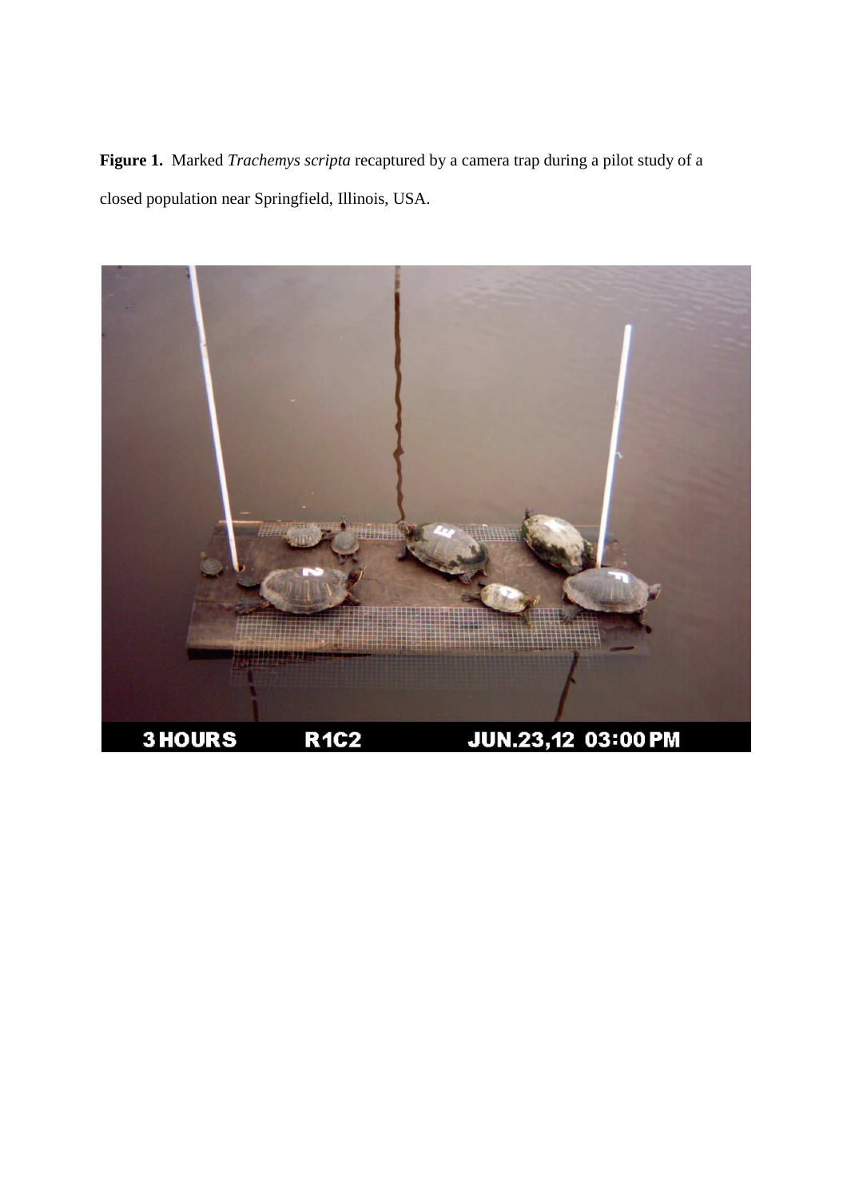**Figure 1.** Marked *Trachemys scripta* recaptured by a camera trap during a pilot study of a closed population near Springfield, Illinois, USA.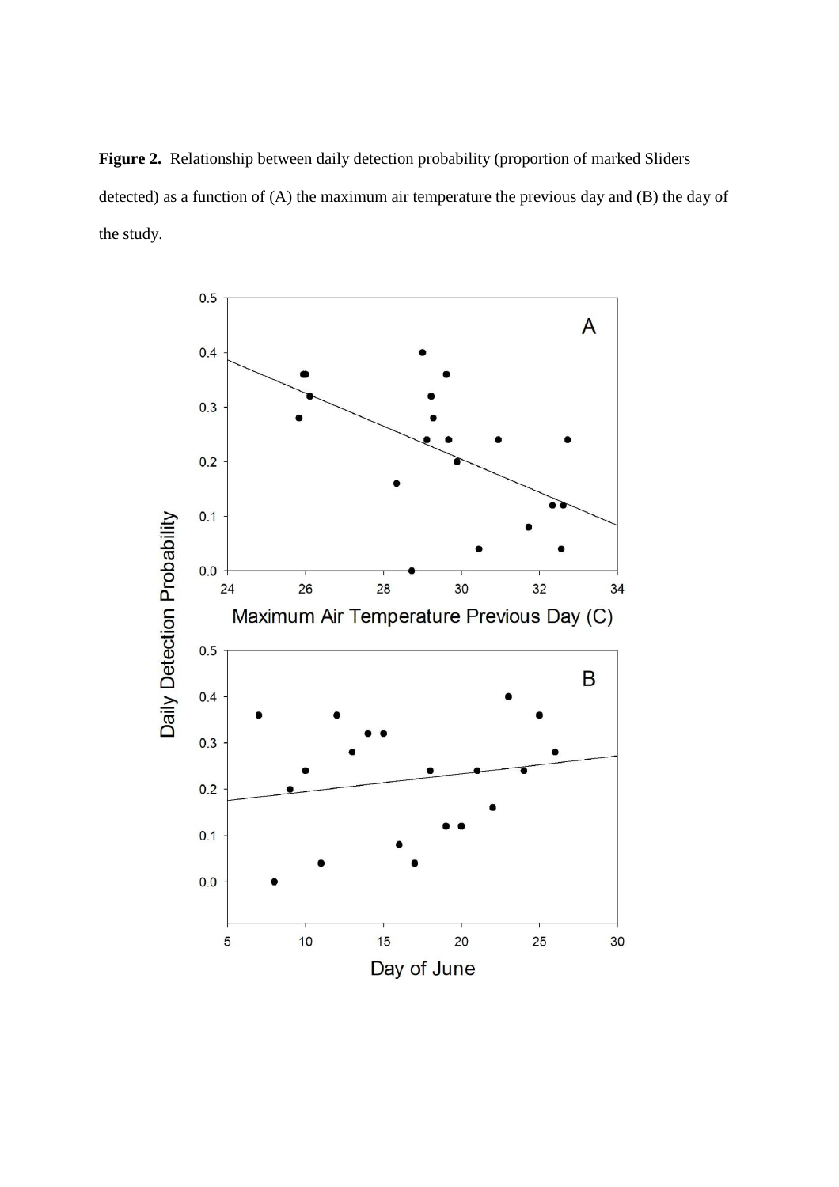**Figure 2.** Relationship between daily detection probability (proportion of marked Sliders detected) as a function of (A) the maximum air temperature the previous day and (B) the day of the study.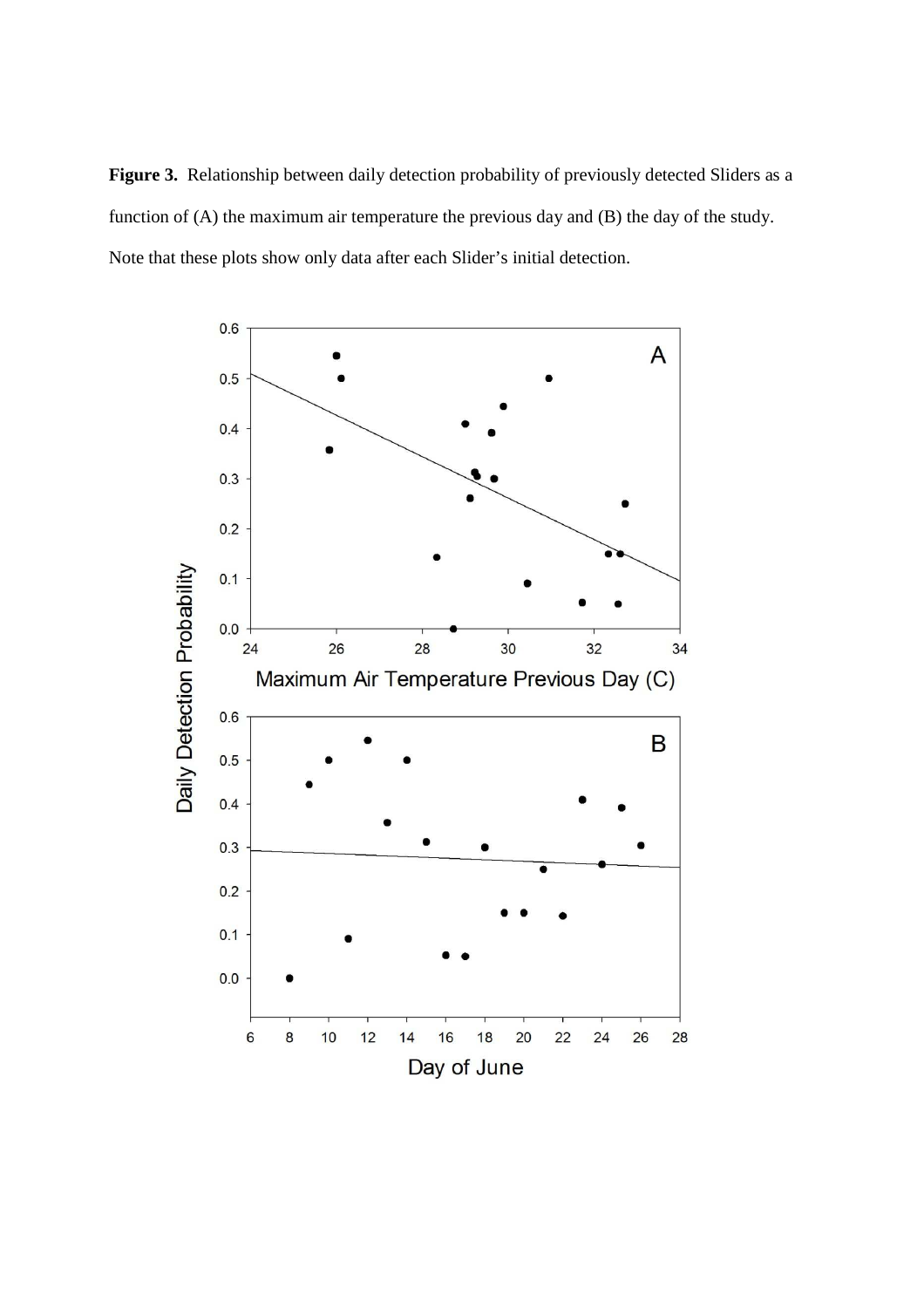**Figure 3.** Relationship between daily detection probability of previously detected Sliders as a function of (A) the maximum air temperature the previous day and (B) the day of the study. Note that these plots show only data after each Slider's initial detection.

A

Daily Detection Probability

0.0 0.1 0.2 0.3 0.4 0.5 0.6

24 26 28 30 32 34

Maximum Air Temperature Previous Day (C)

B

0.0 0.1 0.2 0.3 0.4 0.5 0.6

6 8 10 12 14 16 18 20 22 24 26 28

Day of June